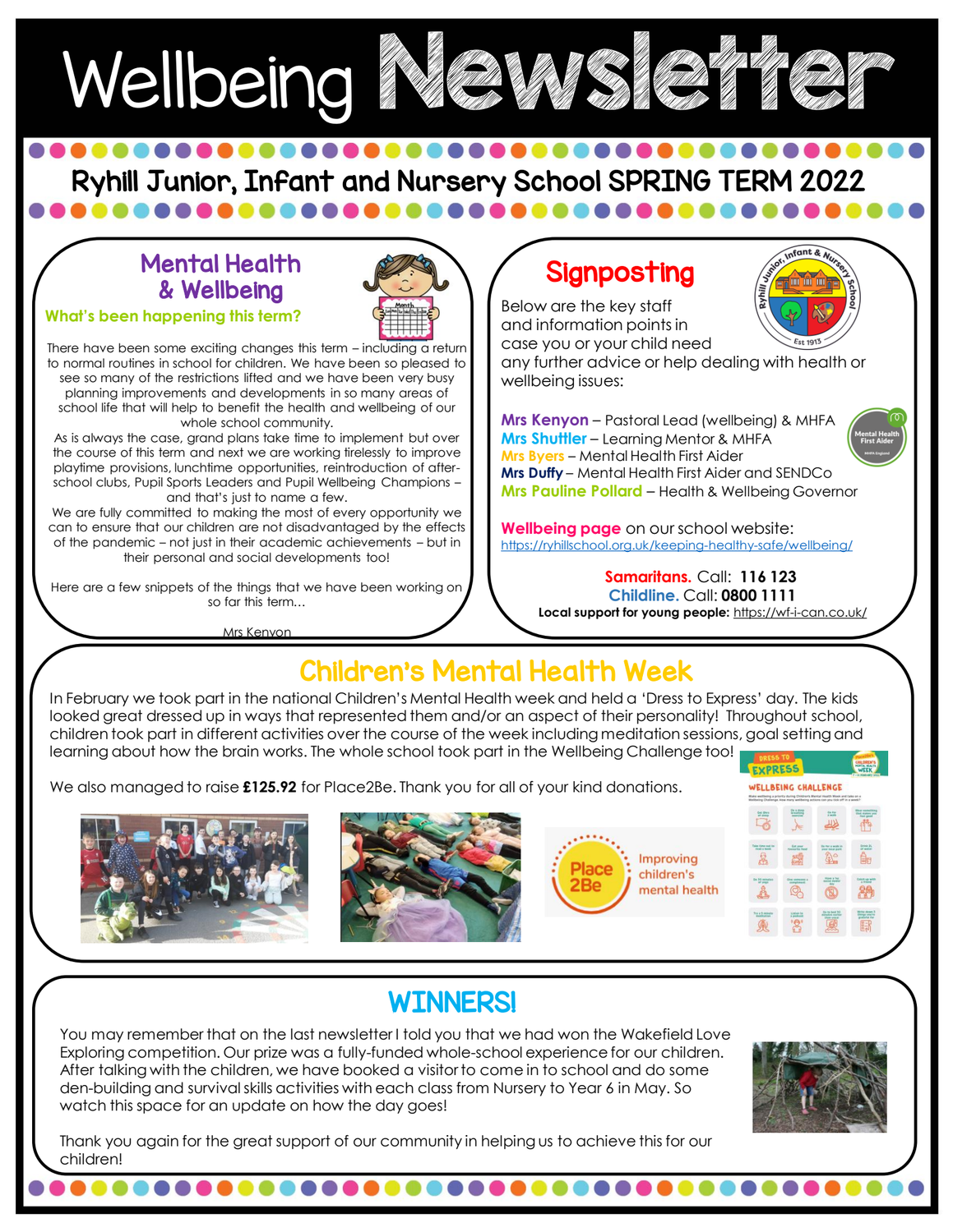# Wellbeing Newsletter

## Ryhill Junior, Infant and Nursery School SPRING TERM 2022

## Mental Health & Wellbeing

### What's been happening this term?

There have been some exciting changes this term – including a return to normal routines in school for children. We have been so pleased to see so many of the restrictions lifted and we have been very busy planning improvements and developments in so many areas of school life that will help to benefit the health and wellbeing of our whole school community.

As is always the case, grand plans take time to implement but over the course of this term and next we are working tirelessly to improve playtime provisions, lunchtime opportunities, reintroduction of after-school clubs, Pupil Sports Leaders and Pupil Wellbeing Champions – and that's just to name a few.

We are fully committed to making the most of every opportunity we can to ensure that our children are not disadvantaged by the effects of the pandemic – not just in their academic achievements – but in their personal and social developments too!

Here are a few snippets of the things that we have been working on so far this term...

Mrs Kenyon

## Signposting

Below are the key staff and information points in case you or your child need any further advice or help dealing with health or wellbeing issues:

**Mrs Kenyon** – Pastoral Lead (wellbeing) & MHFA
**Mrs Shuttler** – Learning Mentor & MHFA
**Mrs Byers** – Mental Health First Aider
**Mrs Duffy** – Mental Health First Aider and SENDCo
**Mrs Pauline Pollard** – Health & Wellbeing Governor

**Wellbeing page** on our school website:
https://ryhillschool.org.uk/keeping-healthy-safe/wellbeing/

**Samaritans.** Call: **116 123**
**Childline.** Call: **0800 1111**
**Local support for young people:** https://wf-i-can.co.uk/

## Children's Mental Health Week

In February we took part in the national Children's Mental Health week and held a 'Dress to Express' day. The kids looked great dressed up in ways that represented them and/or an aspect of their personality! Throughout school, children took part in different activities over the course of the week including meditation sessions, goal setting and learning about how the brain works. The whole school took part in the Wellbeing Challenge too!

We also managed to raise **£125.92** for Place2Be. Thank you for all of your kind donations.

## WINNERS!

You may remember that on the last newsletter I told you that we had won the Wakefield Love Exploring competition. Our prize was a fully-funded whole-school experience for our children. After talking with the children, we have booked a visitor to come in to school and do some den-building and survival skills activities with each class from Nursery to Year 6 in May. So watch this space for an update on how the day goes!

Thank you again for the great support of our community in helping us to achieve this for our children!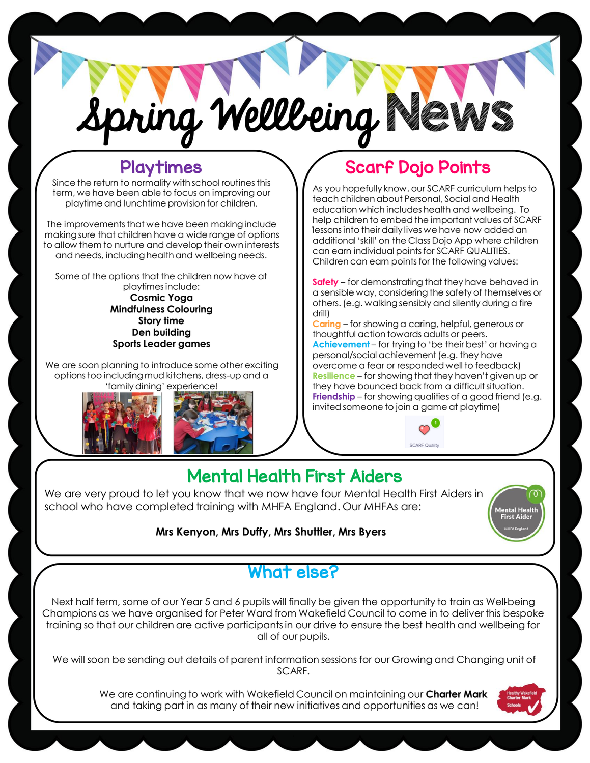# Spring Wellbeing News

## Playtimes

Since the return to normality with school routines this term, we have been able to focus on improving our playtime and lunchtime provision for children.

The improvements that we have been making include making sure that children have a wide range of options to allow them to nurture and develop their own interests and needs, including health and wellbeing needs.

Some of the options that the children now have at playtimes include:

**Cosmic Yoga**
**Mindfulness Colouring**
**Story time**
**Den building**
**Sports Leader games**

We are soon planning to introduce some other exciting options too including mud kitchens, dress-up and a 'family dining' experience!

## Scarf Dojo Points

As you hopefully know, our SCARF curriculum helps to teach children about Personal, Social and Health education which includes health and wellbeing. To help children to embed the important values of SCARF lessons into their daily lives we have now added an additional 'skill' on the Class Dojo App where children can earn individual points for SCARF QUALITIES. Children can earn points for the following values:

**Safety** – for demonstrating that they have behaved in a sensible way, considering the safety of themselves or others. (e.g. walking sensibly and silently during a fire drill)
**Caring** – for showing a caring, helpful, generous or thoughtful action towards adults or peers.
**Achievement** – for trying to 'be their best' or having a personal/social achievement (e.g. they have overcome a fear or responded well to feedback)
**Resilience** – for showing that they haven't given up or they have bounced back from a difficult situation.
**Friendship** – for showing qualities of a good friend (e.g. invited someone to join a game at playtime)

SCARF Quality

## Mental Health First Aiders

We are very proud to let you know that we now have four Mental Health First Aiders in school who have completed training with MHFA England. Our MHFAs are:

**Mrs Kenyon, Mrs Duffy, Mrs Shuttler, Mrs Byers**

Mental Health First Aider
MHFA England

## What else?

Next half term, some of our Year 5 and 6 pupils will finally be given the opportunity to train as Well-being Champions as we have organised for Peter Ward from Wakefield Council to come in to deliver this bespoke training so that our children are active participants in our drive to ensure the best health and wellbeing for all of our pupils.

We will soon be sending out details of parent information sessions for our Growing and Changing unit of SCARF.

We are continuing to work with Wakefield Council on maintaining our **Charter Mark** and taking part in as many of their new initiatives and opportunities as we can!

Healthy Wakefield Charter Mark Schools